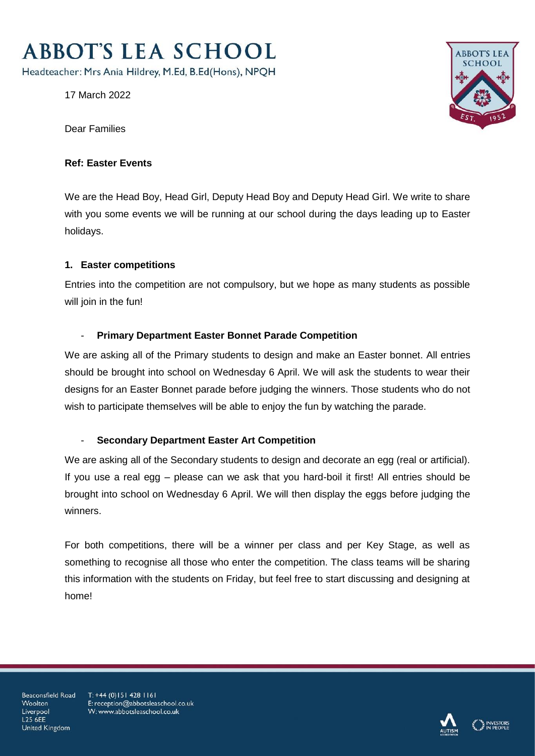# ABBOT'S LEA SCHOOL

Headteacher: Mrs Ania Hildrey, M.Ed, B.Ed(Hons), NPQH

17 March 2022

Dear Families

**Ref: Easter Events**

We are the Head Boy, Head Girl, Deputy Head Boy and Deputy Head Girl. We write to share with you some events we will be running at our school during the days leading up to Easter holidays.

**1. Easter competitions**

Entries into the competition are not compulsory, but we hope as many students as possible will join in the fun!

- **Primary Department Easter Bonnet Parade Competition**

We are asking all of the Primary students to design and make an Easter bonnet. All entries should be brought into school on Wednesday 6 April. We will ask the students to wear their designs for an Easter Bonnet parade before judging the winners. Those students who do not wish to participate themselves will be able to enjoy the fun by watching the parade.

- **Secondary Department Easter Art Competition**

We are asking all of the Secondary students to design and decorate an egg (real or artificial). If you use a real egg – please can we ask that you hard-boil it first! All entries should be brought into school on Wednesday 6 April. We will then display the eggs before judging the winners.

For both competitions, there will be a winner per class and per Key Stage, as well as something to recognise all those who enter the competition. The class teams will be sharing this information with the students on Friday, but feel free to start discussing and designing at home!

Beaconsfield Road
Woolton
Liverpool
L25 6EE
United Kingdom

T: +44 (0)151 428 1161
E: reception@abbotsleaschool.co.uk
W: www.abbotsleaschool.co.uk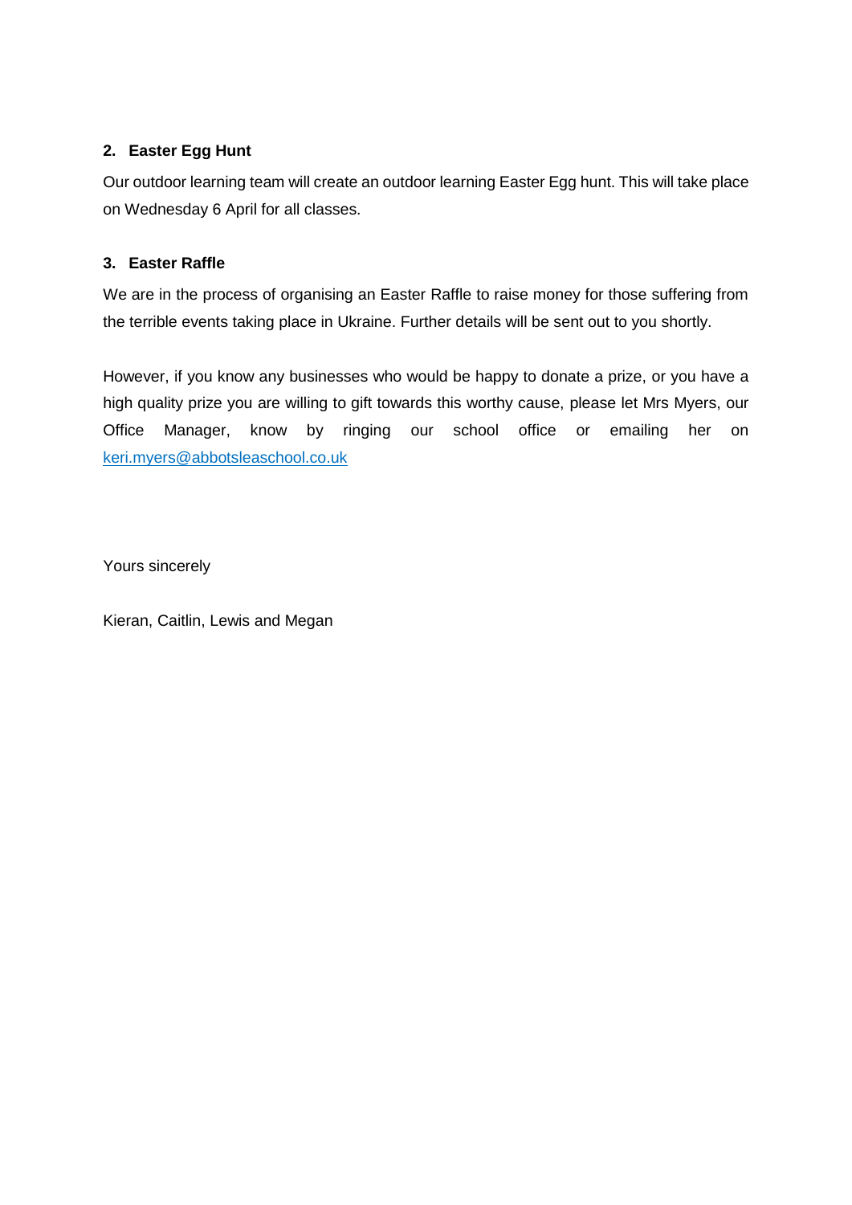### 2. Easter Egg Hunt

Our outdoor learning team will create an outdoor learning Easter Egg hunt. This will take place on Wednesday 6 April for all classes.

### 3. Easter Raffle

We are in the process of organising an Easter Raffle to raise money for those suffering from the terrible events taking place in Ukraine. Further details will be sent out to you shortly.

However, if you know any businesses who would be happy to donate a prize, or you have a high quality prize you are willing to gift towards this worthy cause, please let Mrs Myers, our Office Manager, know by ringing our school office or emailing her on keri.myers@abbotsleaschool.co.uk

Yours sincerely

Kieran, Caitlin, Lewis and Megan